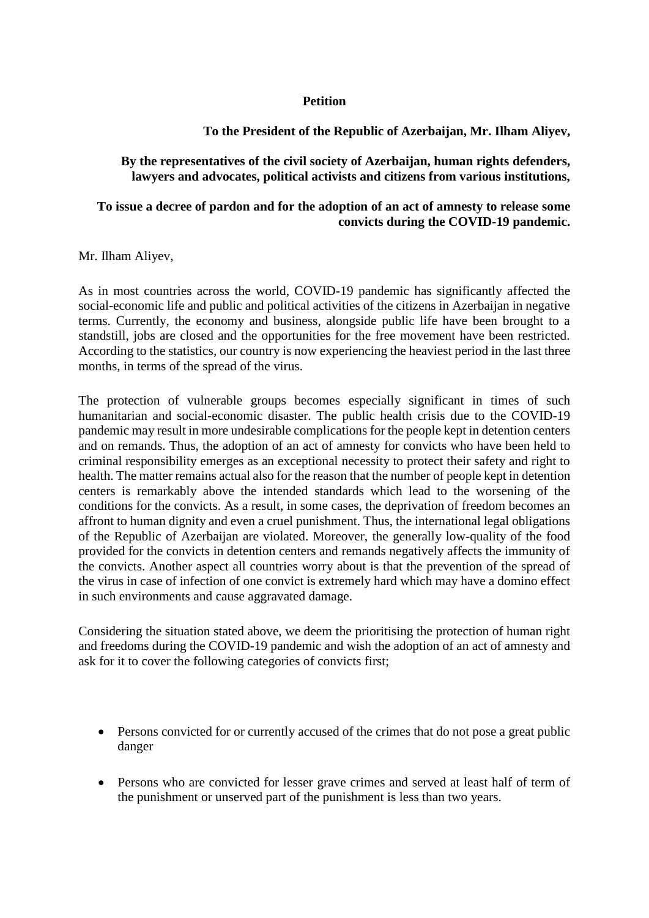**Petition**

**To the President of the Republic of Azerbaijan, Mr. Ilham Aliyev,**

**By the representatives of the civil society of Azerbaijan, human rights defenders, lawyers and advocates, political activists and citizens from various institutions,**

**To issue a decree of pardon and for the adoption of an act of amnesty to release some convicts during the COVID-19 pandemic.**

Mr. Ilham Aliyev,

As in most countries across the world, COVID-19 pandemic has significantly affected the social-economic life and public and political activities of the citizens in Azerbaijan in negative terms. Currently, the economy and business, alongside public life have been brought to a standstill, jobs are closed and the opportunities for the free movement have been restricted. According to the statistics, our country is now experiencing the heaviest period in the last three months, in terms of the spread of the virus.

The protection of vulnerable groups becomes especially significant in times of such humanitarian and social-economic disaster. The public health crisis due to the COVID-19 pandemic may result in more undesirable complications for the people kept in detention centers and on remands. Thus, the adoption of an act of amnesty for convicts who have been held to criminal responsibility emerges as an exceptional necessity to protect their safety and right to health. The matter remains actual also for the reason that the number of people kept in detention centers is remarkably above the intended standards which lead to the worsening of the conditions for the convicts. As a result, in some cases, the deprivation of freedom becomes an affront to human dignity and even a cruel punishment. Thus, the international legal obligations of the Republic of Azerbaijan are violated. Moreover, the generally low-quality of the food provided for the convicts in detention centers and remands negatively affects the immunity of the convicts. Another aspect all countries worry about is that the prevention of the spread of the virus in case of infection of one convict is extremely hard which may have a domino effect in such environments and cause aggravated damage.

Considering the situation stated above, we deem the prioritising the protection of human right and freedoms during the COVID-19 pandemic and wish the adoption of an act of amnesty and ask for it to cover the following categories of convicts first;

- Persons convicted for or currently accused of the crimes that do not pose a great public danger
- Persons who are convicted for lesser grave crimes and served at least half of term of the punishment or unserved part of the punishment is less than two years.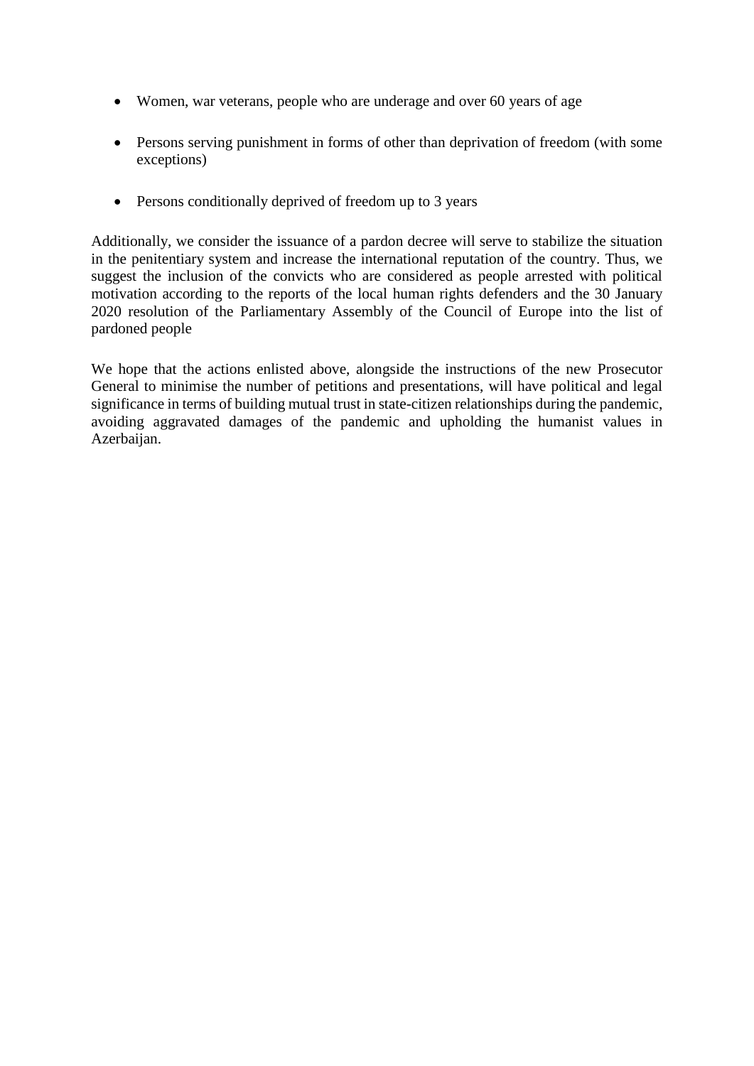- Women, war veterans, people who are underage and over 60 years of age
- Persons serving punishment in forms of other than deprivation of freedom (with some exceptions)
- Persons conditionally deprived of freedom up to 3 years

Additionally, we consider the issuance of a pardon decree will serve to stabilize the situation in the penitentiary system and increase the international reputation of the country. Thus, we suggest the inclusion of the convicts who are considered as people arrested with political motivation according to the reports of the local human rights defenders and the 30 January 2020 resolution of the Parliamentary Assembly of the Council of Europe into the list of pardoned people

We hope that the actions enlisted above, alongside the instructions of the new Prosecutor General to minimise the number of petitions and presentations, will have political and legal significance in terms of building mutual trust in state-citizen relationships during the pandemic, avoiding aggravated damages of the pandemic and upholding the humanist values in Azerbaijan.